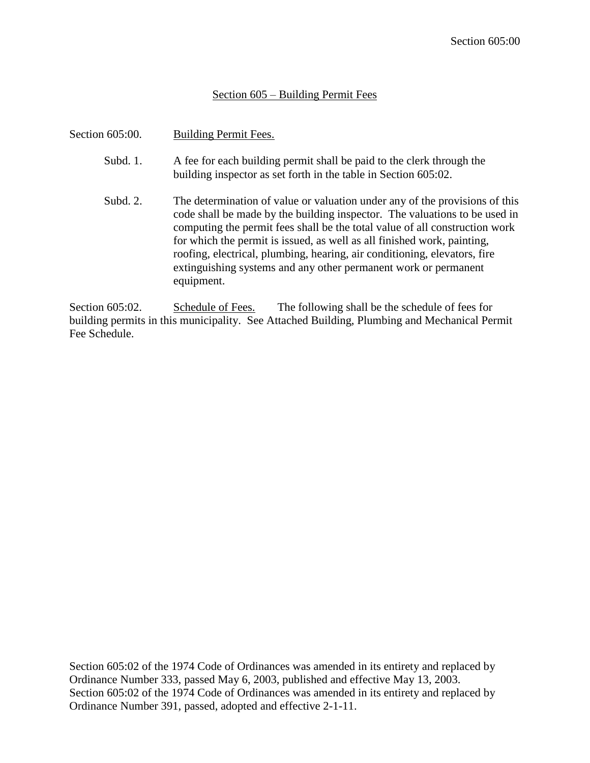## Section 605 – Building Permit Fees

Section 605:00. Building Permit Fees.

Subd. 1. A fee for each building permit shall be paid to the clerk through the building inspector as set forth in the table in Section 605:02.

Subd. 2. The determination of value or valuation under any of the provisions of this code shall be made by the building inspector. The valuations to be used in computing the permit fees shall be the total value of all construction work for which the permit is issued, as well as all finished work, painting, roofing, electrical, plumbing, hearing, air conditioning, elevators, fire extinguishing systems and any other permanent work or permanent equipment.

Section 605:02. Schedule of Fees. The following shall be the schedule of fees for building permits in this municipality. See Attached Building, Plumbing and Mechanical Permit Fee Schedule.

Section 605:02 of the 1974 Code of Ordinances was amended in its entirety and replaced by Ordinance Number 333, passed May 6, 2003, published and effective May 13, 2003.
Section 605:02 of the 1974 Code of Ordinances was amended in its entirety and replaced by Ordinance Number 391, passed, adopted and effective 2-1-11.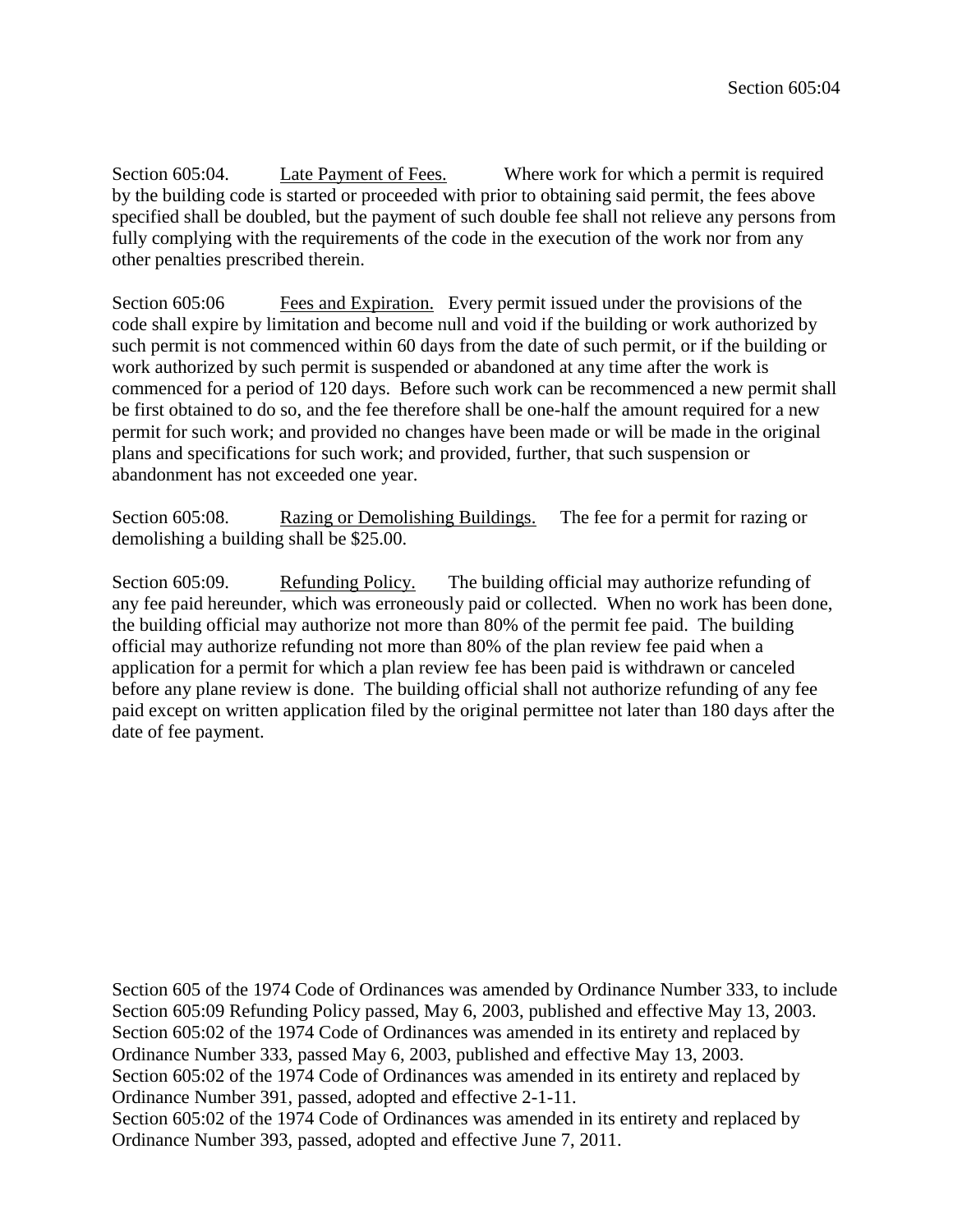Section 605:04. <u>Late Payment of Fees.</u> Where work for which a permit is required by the building code is started or proceeded with prior to obtaining said permit, the fees above specified shall be doubled, but the payment of such double fee shall not relieve any persons from fully complying with the requirements of the code in the execution of the work nor from any other penalties prescribed therein.

Section 605:06 <u>Fees and Expiration.</u> Every permit issued under the provisions of the code shall expire by limitation and become null and void if the building or work authorized by such permit is not commenced within 60 days from the date of such permit, or if the building or work authorized by such permit is suspended or abandoned at any time after the work is commenced for a period of 120 days. Before such work can be recommenced a new permit shall be first obtained to do so, and the fee therefore shall be one-half the amount required for a new permit for such work; and provided no changes have been made or will be made in the original plans and specifications for such work; and provided, further, that such suspension or abandonment has not exceeded one year.

Section 605:08. <u>Razing or Demolishing Buildings.</u> The fee for a permit for razing or demolishing a building shall be $25.00.

Section 605:09. <u>Refunding Policy.</u> The building official may authorize refunding of any fee paid hereunder, which was erroneously paid or collected. When no work has been done, the building official may authorize not more than 80% of the permit fee paid. The building official may authorize refunding not more than 80% of the plan review fee paid when a application for a permit for which a plan review fee has been paid is withdrawn or canceled before any plane review is done. The building official shall not authorize refunding of any fee paid except on written application filed by the original permittee not later than 180 days after the date of fee payment.

Section 605 of the 1974 Code of Ordinances was amended by Ordinance Number 333, to include Section 605:09 Refunding Policy passed, May 6, 2003, published and effective May 13, 2003.
Section 605:02 of the 1974 Code of Ordinances was amended in its entirety and replaced by Ordinance Number 333, passed May 6, 2003, published and effective May 13, 2003.
Section 605:02 of the 1974 Code of Ordinances was amended in its entirety and replaced by Ordinance Number 391, passed, adopted and effective 2-1-11.
Section 605:02 of the 1974 Code of Ordinances was amended in its entirety and replaced by Ordinance Number 393, passed, adopted and effective June 7, 2011.